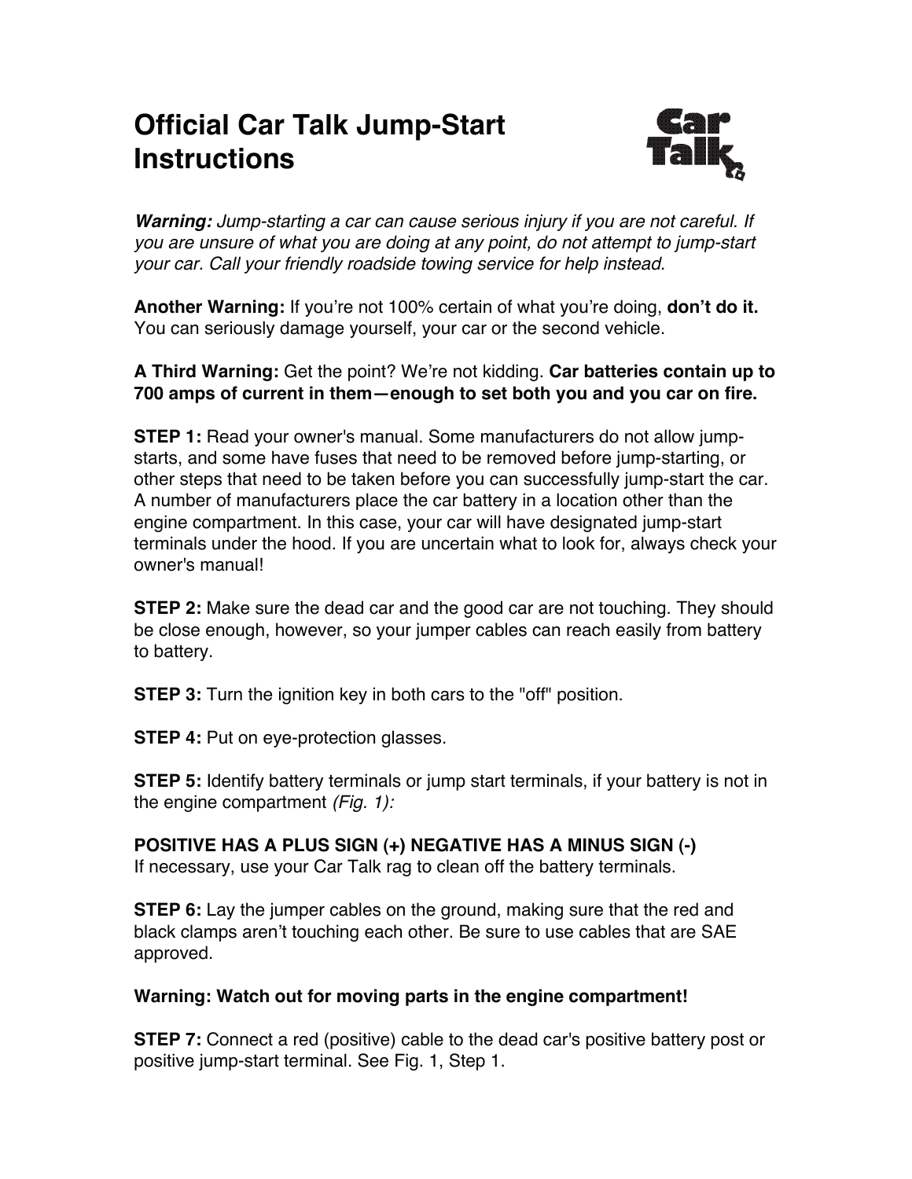# Official Car Talk Jump-Start Instructions

***Warning:*** *Jump-starting a car can cause serious injury if you are not careful. If you are unsure of what you are doing at any point, do not attempt to jump-start your car. Call your friendly roadside towing service for help instead.*

**Another Warning:** If you're not 100% certain of what you're doing, **don't do it.** You can seriously damage yourself, your car or the second vehicle.

**A Third Warning:** Get the point? We're not kidding. **Car batteries contain up to 700 amps of current in them—enough to set both you and you car on fire.**

**STEP 1:** Read your owner's manual. Some manufacturers do not allow jump-starts, and some have fuses that need to be removed before jump-starting, or other steps that need to be taken before you can successfully jump-start the car. A number of manufacturers place the car battery in a location other than the engine compartment. In this case, your car will have designated jump-start terminals under the hood. If you are uncertain what to look for, always check your owner's manual!

**STEP 2:** Make sure the dead car and the good car are not touching. They should be close enough, however, so your jumper cables can reach easily from battery to battery.

**STEP 3:** Turn the ignition key in both cars to the "off" position.

**STEP 4:** Put on eye-protection glasses.

**STEP 5:** Identify battery terminals or jump start terminals, if your battery is not in the engine compartment *(Fig. 1):*

**POSITIVE HAS A PLUS SIGN (+) NEGATIVE HAS A MINUS SIGN (-)**
If necessary, use your Car Talk rag to clean off the battery terminals.

**STEP 6:** Lay the jumper cables on the ground, making sure that the red and black clamps aren't touching each other. Be sure to use cables that are SAE approved.

**Warning: Watch out for moving parts in the engine compartment!**

**STEP 7:** Connect a red (positive) cable to the dead car's positive battery post or positive jump-start terminal. See Fig. 1, Step 1.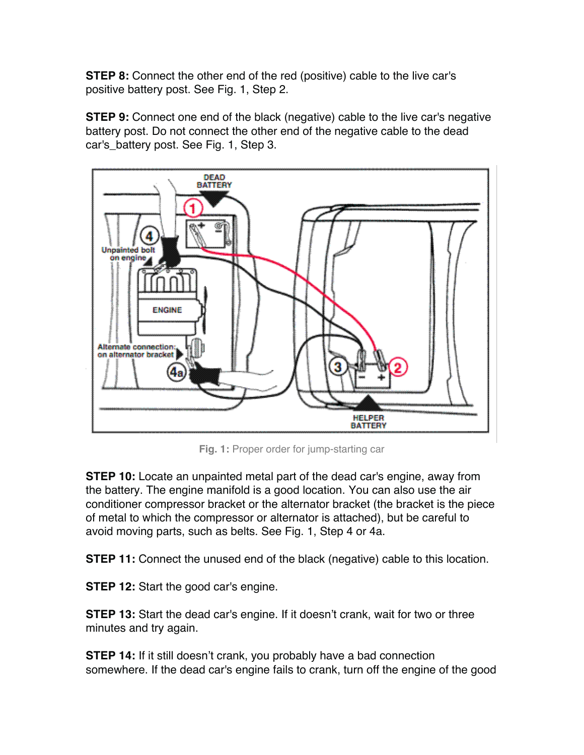**STEP 8:** Connect the other end of the red (positive) cable to the live car's positive battery post. See Fig. 1, Step 2.

**STEP 9:** Connect one end of the black (negative) cable to the live car's negative battery post. Do not connect the other end of the negative cable to the dead car's_battery post. See Fig. 1, Step 3.

Fig. 1: Proper order for jump-starting car

**STEP 10:** Locate an unpainted metal part of the dead car's engine, away from the battery. The engine manifold is a good location. You can also use the air conditioner compressor bracket or the alternator bracket (the bracket is the piece of metal to which the compressor or alternator is attached), but be careful to avoid moving parts, such as belts. See Fig. 1, Step 4 or 4a.

**STEP 11:** Connect the unused end of the black (negative) cable to this location.

**STEP 12:** Start the good car's engine.

**STEP 13:** Start the dead car's engine. If it doesn't crank, wait for two or three minutes and try again.

**STEP 14:** If it still doesn't crank, you probably have a bad connection somewhere. If the dead car's engine fails to crank, turn off the engine of the good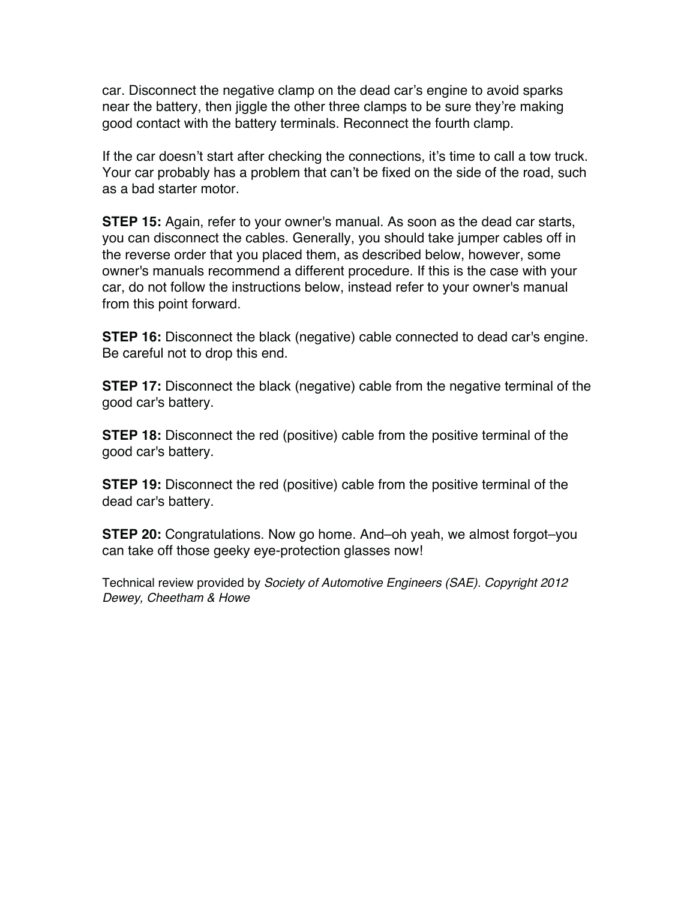car. Disconnect the negative clamp on the dead car's engine to avoid sparks near the battery, then jiggle the other three clamps to be sure they're making good contact with the battery terminals. Reconnect the fourth clamp.

If the car doesn't start after checking the connections, it's time to call a tow truck. Your car probably has a problem that can't be fixed on the side of the road, such as a bad starter motor.

**STEP 15:** Again, refer to your owner's manual. As soon as the dead car starts, you can disconnect the cables. Generally, you should take jumper cables off in the reverse order that you placed them, as described below, however, some owner's manuals recommend a different procedure. If this is the case with your car, do not follow the instructions below, instead refer to your owner's manual from this point forward.

**STEP 16:** Disconnect the black (negative) cable connected to dead car's engine. Be careful not to drop this end.

**STEP 17:** Disconnect the black (negative) cable from the negative terminal of the good car's battery.

**STEP 18:** Disconnect the red (positive) cable from the positive terminal of the good car's battery.

**STEP 19:** Disconnect the red (positive) cable from the positive terminal of the dead car's battery.

**STEP 20:** Congratulations. Now go home. And–oh yeah, we almost forgot–you can take off those geeky eye-protection glasses now!

Technical review provided by *Society of Automotive Engineers (SAE). Copyright 2012 Dewey, Cheetham & Howe*